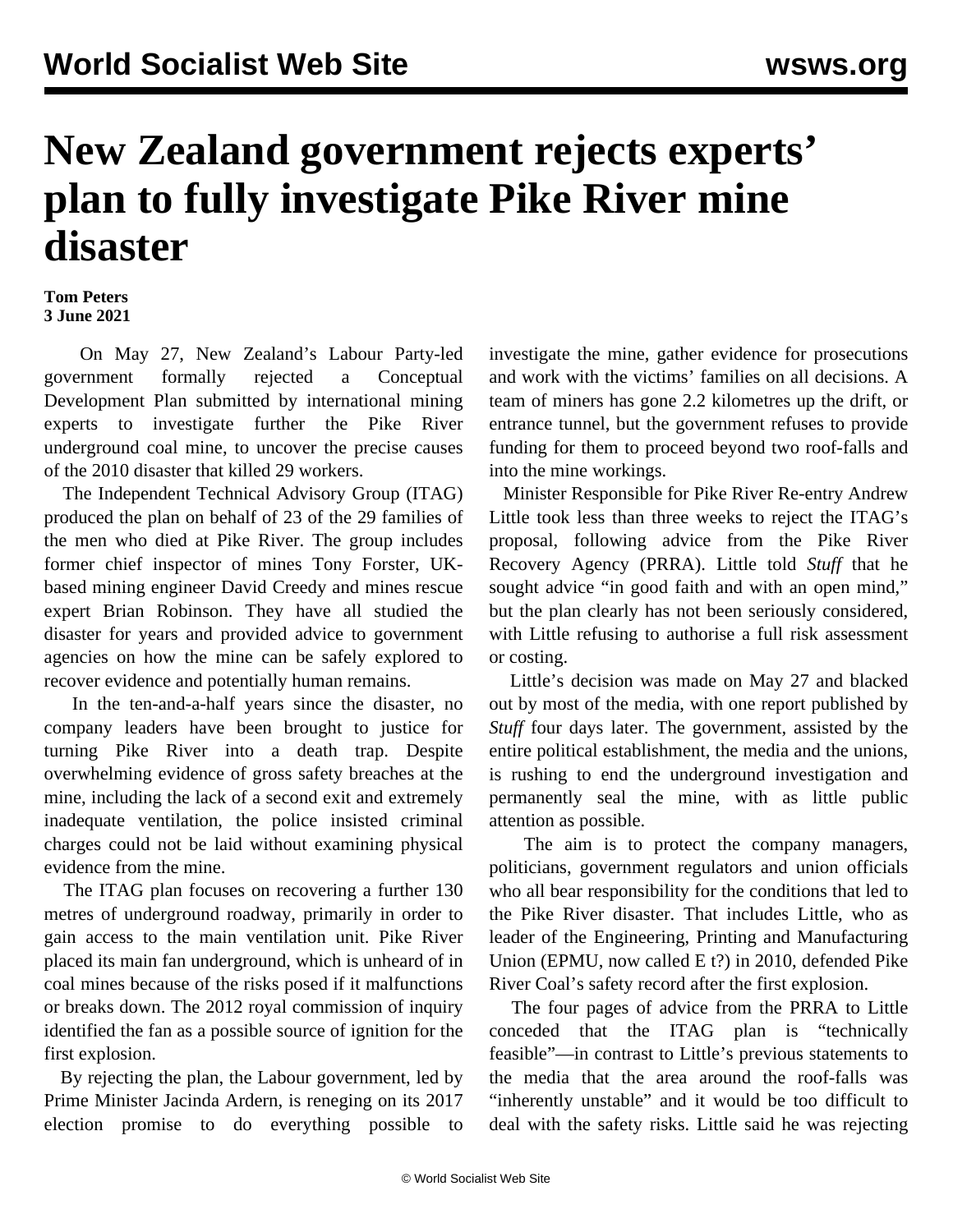# New Zealand government rejects experts' plan to fully investigate Pike River mine disaster

**Tom Peters**
**3 June 2021**

On May 27, New Zealand's Labour Party-led government formally rejected a Conceptual Development Plan submitted by international mining experts to investigate further the Pike River underground coal mine, to uncover the precise causes of the 2010 disaster that killed 29 workers.

The Independent Technical Advisory Group (ITAG) produced the plan on behalf of 23 of the 29 families of the men who died at Pike River. The group includes former chief inspector of mines Tony Forster, UK-based mining engineer David Creedy and mines rescue expert Brian Robinson. They have all studied the disaster for years and provided advice to government agencies on how the mine can be safely explored to recover evidence and potentially human remains.

In the ten-and-a-half years since the disaster, no company leaders have been brought to justice for turning Pike River into a death trap. Despite overwhelming evidence of gross safety breaches at the mine, including the lack of a second exit and extremely inadequate ventilation, the police insisted criminal charges could not be laid without examining physical evidence from the mine.

The ITAG plan focuses on recovering a further 130 metres of underground roadway, primarily in order to gain access to the main ventilation unit. Pike River placed its main fan underground, which is unheard of in coal mines because of the risks posed if it malfunctions or breaks down. The 2012 royal commission of inquiry identified the fan as a possible source of ignition for the first explosion.

By rejecting the plan, the Labour government, led by Prime Minister Jacinda Ardern, is reneging on its 2017 election promise to do everything possible to investigate the mine, gather evidence for prosecutions and work with the victims' families on all decisions. A team of miners has gone 2.2 kilometres up the drift, or entrance tunnel, but the government refuses to provide funding for them to proceed beyond two roof-falls and into the mine workings.

Minister Responsible for Pike River Re-entry Andrew Little took less than three weeks to reject the ITAG's proposal, following advice from the Pike River Recovery Agency (PRRA). Little told *Stuff* that he sought advice "in good faith and with an open mind," but the plan clearly has not been seriously considered, with Little refusing to authorise a full risk assessment or costing.

Little's decision was made on May 27 and blacked out by most of the media, with one report published by *Stuff* four days later. The government, assisted by the entire political establishment, the media and the unions, is rushing to end the underground investigation and permanently seal the mine, with as little public attention as possible.

The aim is to protect the company managers, politicians, government regulators and union officials who all bear responsibility for the conditions that led to the Pike River disaster. That includes Little, who as leader of the Engineering, Printing and Manufacturing Union (EPMU, now called E t?) in 2010, defended Pike River Coal's safety record after the first explosion.

The four pages of advice from the PRRA to Little conceded that the ITAG plan is "technically feasible"—in contrast to Little's previous statements to the media that the area around the roof-falls was "inherently unstable" and it would be too difficult to deal with the safety risks. Little said he was rejecting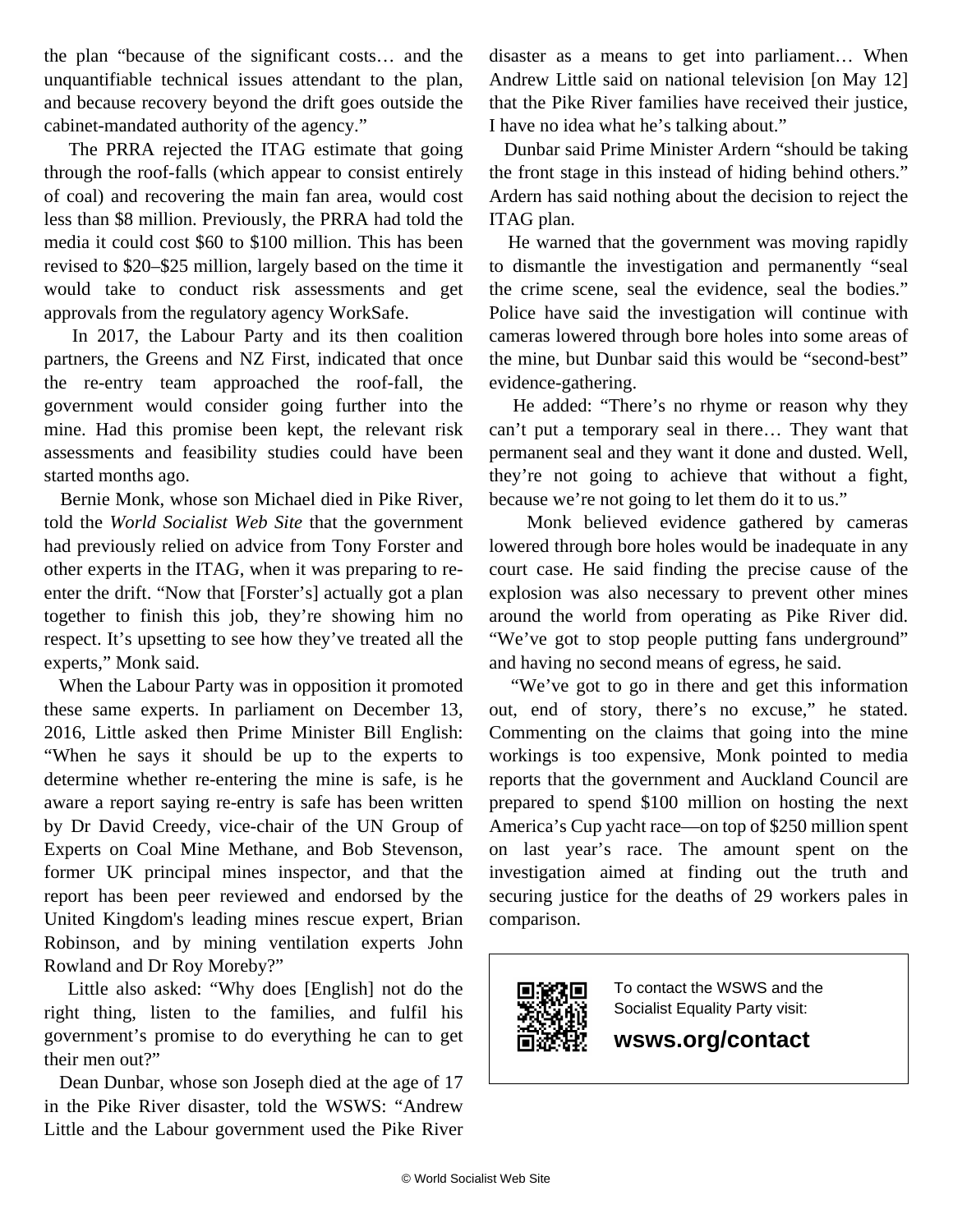the plan "because of the significant costs… and the unquantifiable technical issues attendant to the plan, and because recovery beyond the drift goes outside the cabinet-mandated authority of the agency."

The PRRA rejected the ITAG estimate that going through the roof-falls (which appear to consist entirely of coal) and recovering the main fan area, would cost less than $8 million. Previously, the PRRA had told the media it could cost $60 to $100 million. This has been revised to $20–$25 million, largely based on the time it would take to conduct risk assessments and get approvals from the regulatory agency WorkSafe.

In 2017, the Labour Party and its then coalition partners, the Greens and NZ First, indicated that once the re-entry team approached the roof-fall, the government would consider going further into the mine. Had this promise been kept, the relevant risk assessments and feasibility studies could have been started months ago.

Bernie Monk, whose son Michael died in Pike River, told the *World Socialist Web Site* that the government had previously relied on advice from Tony Forster and other experts in the ITAG, when it was preparing to re-enter the drift. "Now that [Forster's] actually got a plan together to finish this job, they're showing him no respect. It's upsetting to see how they've treated all the experts," Monk said.

When the Labour Party was in opposition it promoted these same experts. In parliament on December 13, 2016, Little asked then Prime Minister Bill English: "When he says it should be up to the experts to determine whether re-entering the mine is safe, is he aware a report saying re-entry is safe has been written by Dr David Creedy, vice-chair of the UN Group of Experts on Coal Mine Methane, and Bob Stevenson, former UK principal mines inspector, and that the report has been peer reviewed and endorsed by the United Kingdom's leading mines rescue expert, Brian Robinson, and by mining ventilation experts John Rowland and Dr Roy Moreby?"

Little also asked: "Why does [English] not do the right thing, listen to the families, and fulfil his government's promise to do everything he can to get their men out?"

Dean Dunbar, whose son Joseph died at the age of 17 in the Pike River disaster, told the WSWS: "Andrew Little and the Labour government used the Pike River disaster as a means to get into parliament… When Andrew Little said on national television [on May 12] that the Pike River families have received their justice, I have no idea what he's talking about."

Dunbar said Prime Minister Ardern "should be taking the front stage in this instead of hiding behind others." Ardern has said nothing about the decision to reject the ITAG plan.

He warned that the government was moving rapidly to dismantle the investigation and permanently "seal the crime scene, seal the evidence, seal the bodies." Police have said the investigation will continue with cameras lowered through bore holes into some areas of the mine, but Dunbar said this would be "second-best" evidence-gathering.

He added: "There's no rhyme or reason why they can't put a temporary seal in there… They want that permanent seal and they want it done and dusted. Well, they're not going to achieve that without a fight, because we're not going to let them do it to us."

Monk believed evidence gathered by cameras lowered through bore holes would be inadequate in any court case. He said finding the precise cause of the explosion was also necessary to prevent other mines around the world from operating as Pike River did. "We've got to stop people putting fans underground" and having no second means of egress, he said.

"We've got to go in there and get this information out, end of story, there's no excuse," he stated. Commenting on the claims that going into the mine workings is too expensive, Monk pointed to media reports that the government and Auckland Council are prepared to spend $100 million on hosting the next America's Cup yacht race—on top of $250 million spent on last year's race. The amount spent on the investigation aimed at finding out the truth and securing justice for the deaths of 29 workers pales in comparison.

To contact the WSWS and the Socialist Equality Party visit:

**wsws.org/contact**